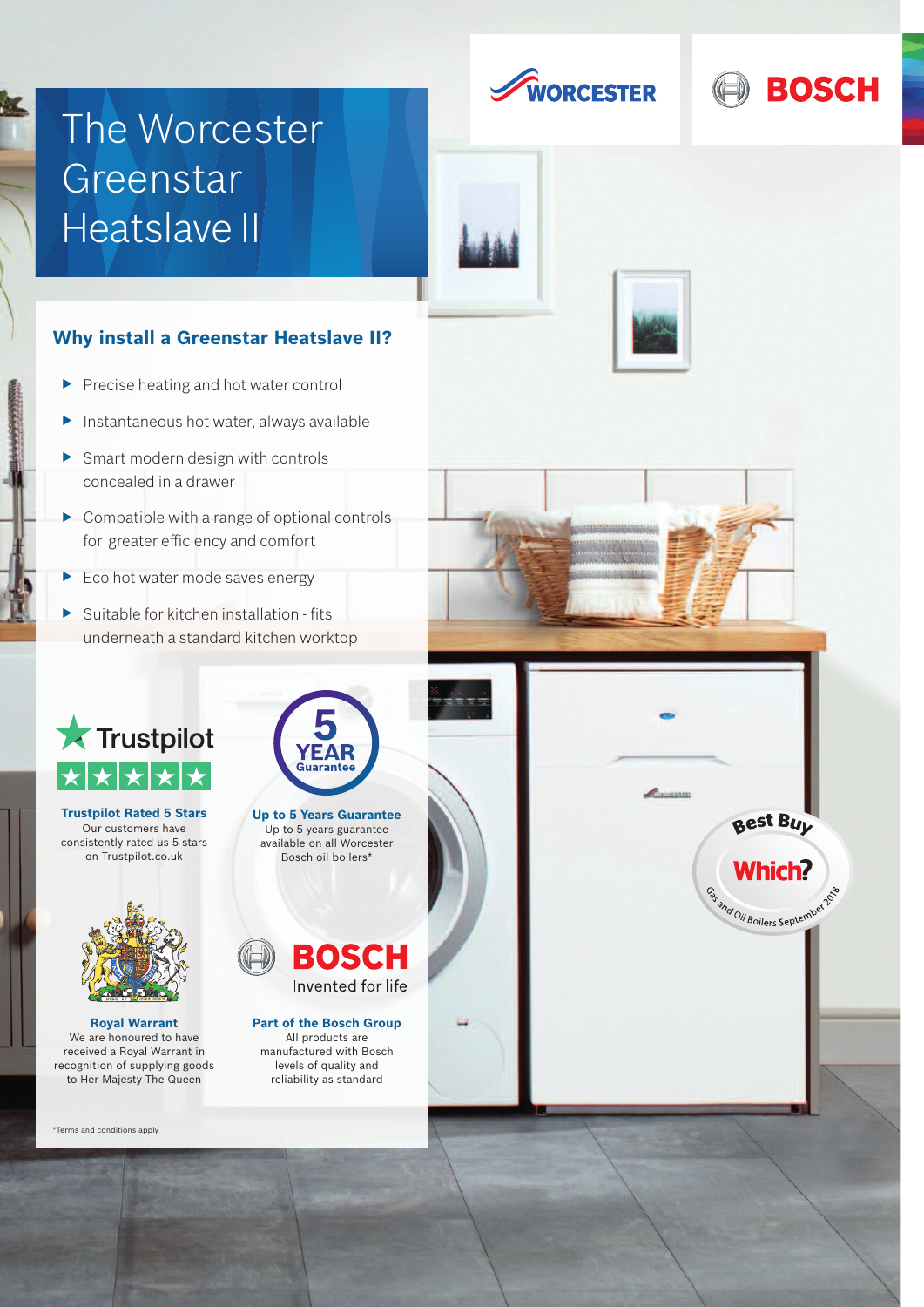WORCESTER

BOSCH

# The Worcester Greenstar Heatslave II

## Why install a Greenstar Heatslave II?

- Precise heating and hot water control
- Instantaneous hot water, always available
- Smart modern design with controls concealed in a drawer
- Compatible with a range of optional controls for greater efficiency and comfort
- Eco hot water mode saves energy
- Suitable for kitchen installation - fits underneath a standard kitchen worktop

**Trustpilot Rated 5 Stars**
Our customers have consistently rated us 5 stars on Trustpilot.co.uk

**Up to 5 Years Guarantee**
Up to 5 years guarantee available on all Worcester Bosch oil boilers*

**Royal Warrant**
We are honoured to have received a Royal Warrant in recognition of supplying goods to Her Majesty The Queen

**Part of the Bosch Group**
All products are manufactured with Bosch levels of quality and reliability as standard

Best Buy Which? Gas and Oil Boilers September 2018

*Terms and conditions apply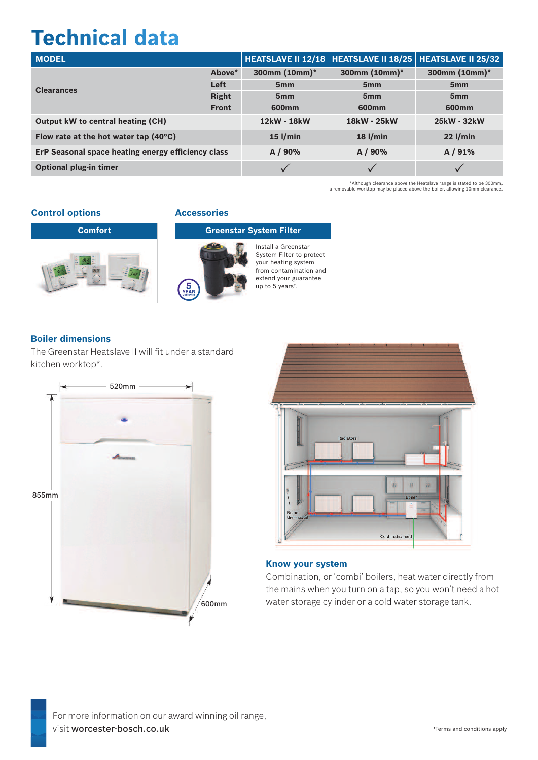# Technical data

| MODEL | | HEATSLAVE II 12/18 | HEATSLAVE II 18/25 | HEATSLAVE II 25/32 |
|---|---|---|---|---|
| Clearances | Above* | 300mm (10mm)* | 300mm (10mm)* | 300mm (10mm)* |
| | Left | 5mm | 5mm | 5mm |
| | Right | 5mm | 5mm | 5mm |
| | Front | 600mm | 600mm | 600mm |
| Output kW to central heating (CH) | | 12kW - 18kW | 18kW - 25kW | 25kW - 32kW |
| Flow rate at the hot water tap (40°C) | | 15 l/min | 18 l/min | 22 l/min |
| ErP Seasonal space heating energy efficiency class | | A / 90% | A / 90% | A / 91% |
| Optional plug-in timer | | ✓ | ✓ | ✓ |

*Although clearance above the Heatslave range is stated to be 300mm, a removable worktop may be placed above the boiler, allowing 10mm clearance.

## Control options

**Comfort**

## Accessories

**Greenstar System Filter**

Install a Greenstar System Filter to protect your heating system from contamination and extend your guarantee up to 5 years†.

5 YEAR Guarantee

## Boiler dimensions

The Greenstar Heatslave II will fit under a standard kitchen worktop*.

520mm

855mm

600mm

Radiators

Boiler

Room thermostat

Cold mains feed

## Know your system

Combination, or 'combi' boilers, heat water directly from the mains when you turn on a tap, so you won't need a hot water storage cylinder or a cold water storage tank.

For more information on our award winning oil range, visit **worcester-bosch.co.uk**

†Terms and conditions apply